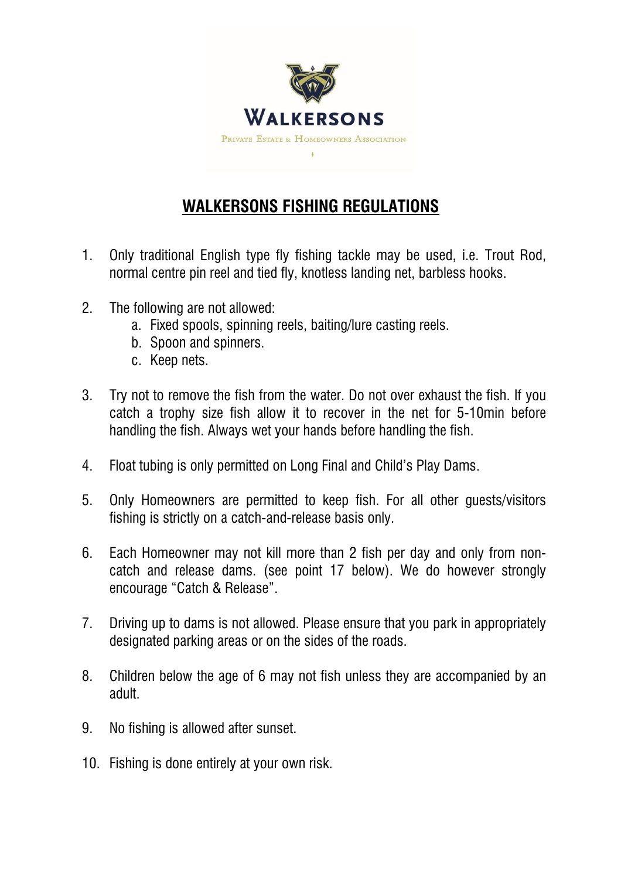WALKERSONS

Private Estate & Homeowners Association

# WALKERSONS FISHING REGULATIONS

1. Only traditional English type fly fishing tackle may be used, i.e. Trout Rod, normal centre pin reel and tied fly, knotless landing net, barbless hooks.

2. The following are not allowed:
   a. Fixed spools, spinning reels, baiting/lure casting reels.
   b. Spoon and spinners.
   c. Keep nets.

3. Try not to remove the fish from the water. Do not over exhaust the fish. If you catch a trophy size fish allow it to recover in the net for 5-10min before handling the fish. Always wet your hands before handling the fish.

4. Float tubing is only permitted on Long Final and Child's Play Dams.

5. Only Homeowners are permitted to keep fish. For all other guests/visitors fishing is strictly on a catch-and-release basis only.

6. Each Homeowner may not kill more than 2 fish per day and only from non-catch and release dams. (see point 17 below). We do however strongly encourage "Catch & Release".

7. Driving up to dams is not allowed. Please ensure that you park in appropriately designated parking areas or on the sides of the roads.

8. Children below the age of 6 may not fish unless they are accompanied by an adult.

9. No fishing is allowed after sunset.

10. Fishing is done entirely at your own risk.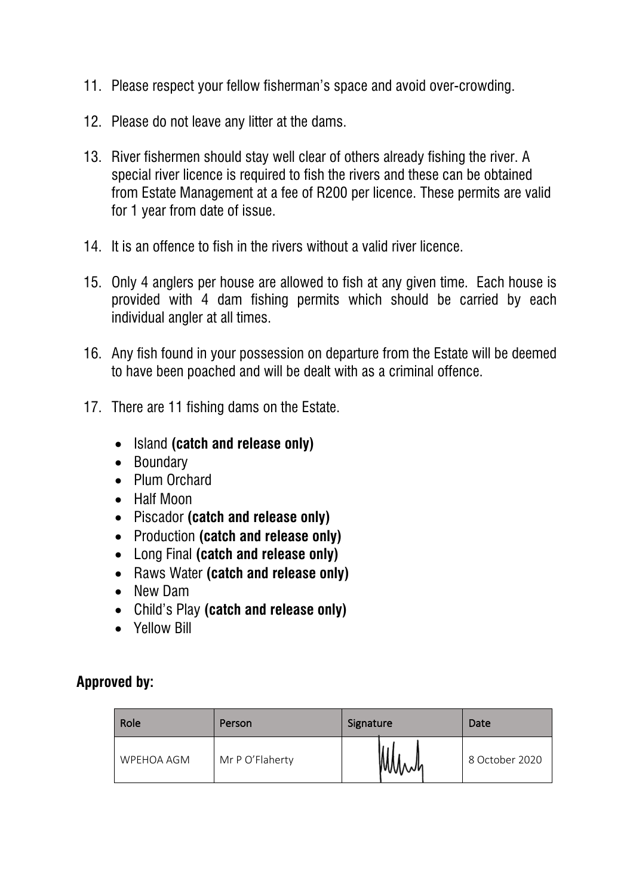11. Please respect your fellow fisherman's space and avoid over-crowding.

12. Please do not leave any litter at the dams.

13. River fishermen should stay well clear of others already fishing the river. A special river licence is required to fish the rivers and these can be obtained from Estate Management at a fee of R200 per licence. These permits are valid for 1 year from date of issue.

14. It is an offence to fish in the rivers without a valid river licence.

15. Only 4 anglers per house are allowed to fish at any given time. Each house is provided with 4 dam fishing permits which should be carried by each individual angler at all times.

16. Any fish found in your possession on departure from the Estate will be deemed to have been poached and will be dealt with as a criminal offence.

17. There are 11 fishing dams on the Estate.

    - Island **(catch and release only)**
    - Boundary
    - Plum Orchard
    - Half Moon
    - Piscador **(catch and release only)**
    - Production **(catch and release only)**
    - Long Final **(catch and release only)**
    - Raws Water **(catch and release only)**
    - New Dam
    - Child's Play **(catch and release only)**
    - Yellow Bill

**Approved by:**

| Role | Person | Signature | Date |
|---|---|---|---|
| WPEHOA AGM | Mr P O'Flaherty | [signature] | 8 October 2020 |